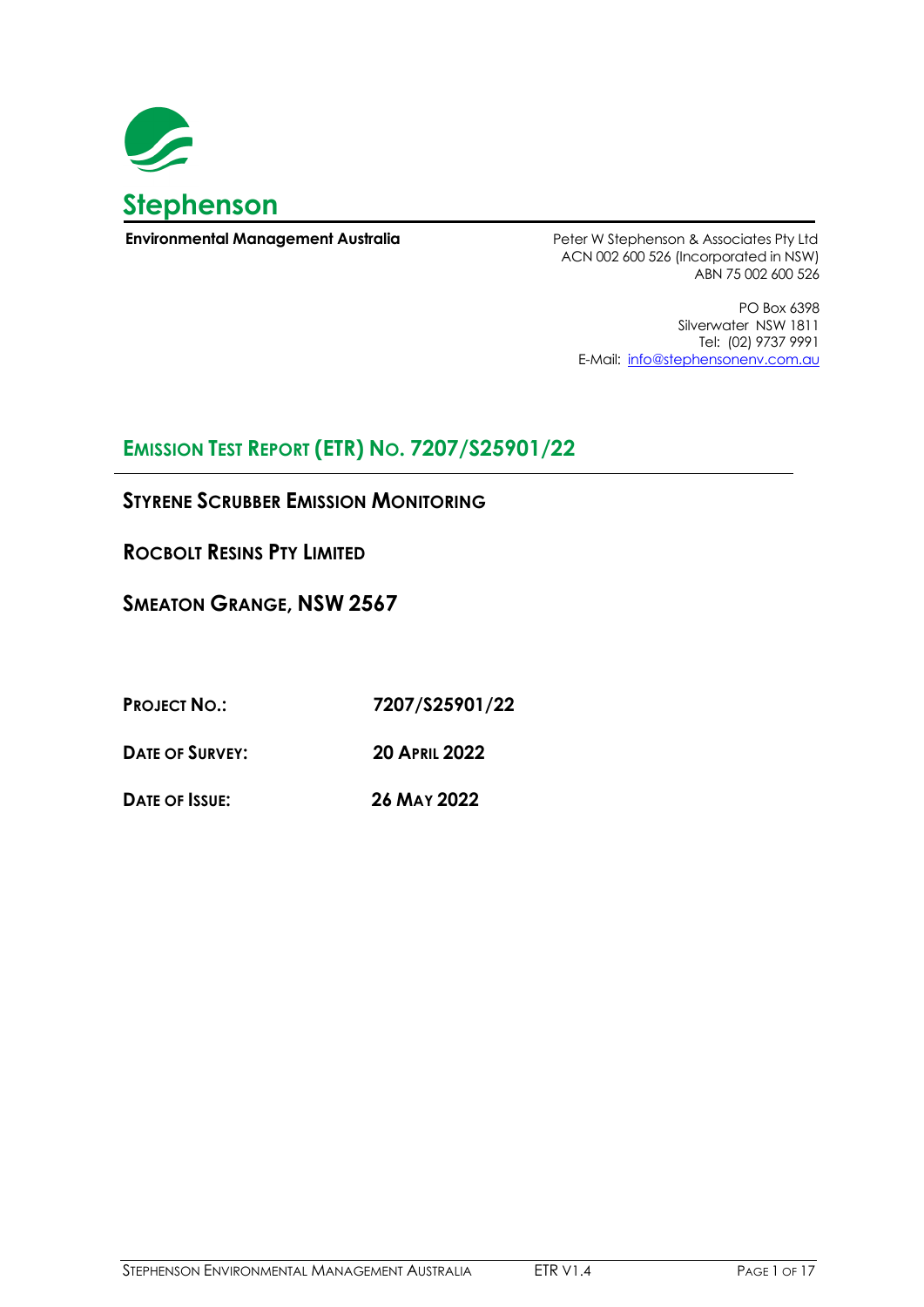# Stephenson

**Environmental Management Australia**

Peter W Stephenson & Associates Pty Ltd
ACN 002 600 526 (Incorporated in NSW)
ABN 75 002 600 526

PO Box 6398
Silverwater NSW 1811
Tel: (02) 9737 9991
E-Mail: info@stephensonenv.com.au

## EMISSION TEST REPORT (ETR) NO. 7207/S25901/22

### STYRENE SCRUBBER EMISSION MONITORING

### ROCBOLT RESINS PTY LIMITED

### SMEATON GRANGE, NSW 2567

**PROJECT NO.:** **7207/S25901/22**

**DATE OF SURVEY:** **20 APRIL 2022**

**DATE OF ISSUE:** **26 MAY 2022**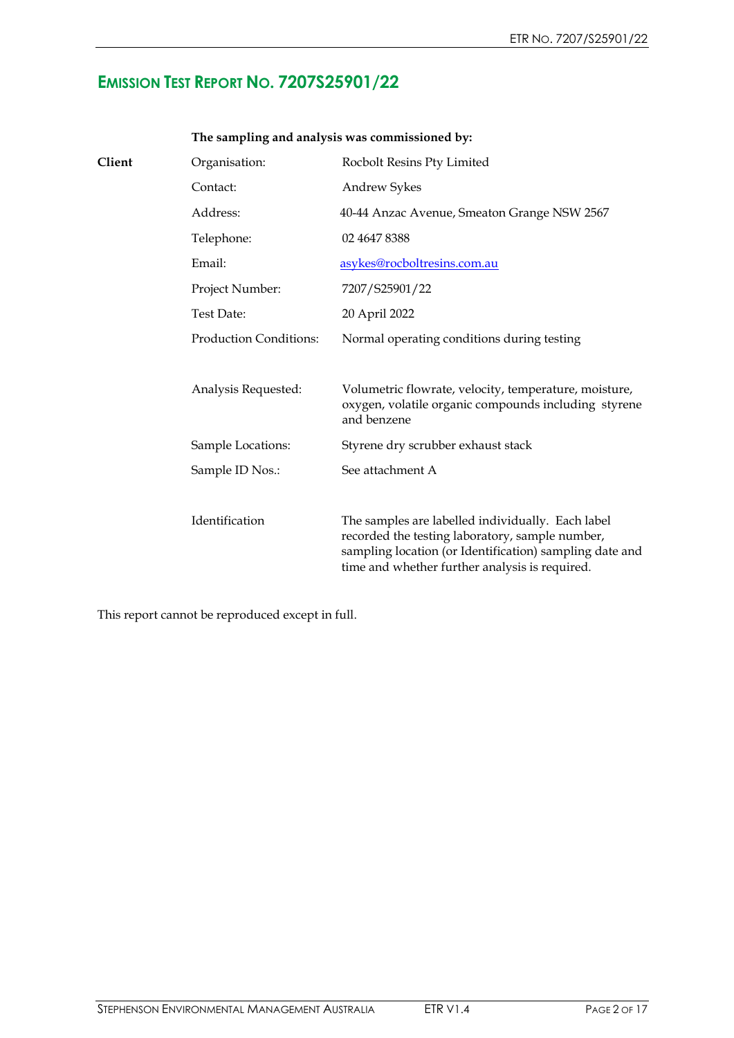# Emission Test Report No. 7207S25901/22

| | **The sampling and analysis was commissioned by:** | |
|---|---|---|
| **Client** | Organisation: | Rocbolt Resins Pty Limited |
| | Contact: | Andrew Sykes |
| | Address: | 40-44 Anzac Avenue, Smeaton Grange NSW 2567 |
| | Telephone: | 02 4647 8388 |
| | Email: | asykes@rocboltresins.com.au |
| | Project Number: | 7207/S25901/22 |
| | Test Date: | 20 April 2022 |
| | Production Conditions: | Normal operating conditions during testing |
| | Analysis Requested: | Volumetric flowrate, velocity, temperature, moisture, oxygen, volatile organic compounds including styrene and benzene |
| | Sample Locations: | Styrene dry scrubber exhaust stack |
| | Sample ID Nos.: | See attachment A |
| | Identification | The samples are labelled individually. Each label recorded the testing laboratory, sample number, sampling location (or Identification) sampling date and time and whether further analysis is required. |

This report cannot be reproduced except in full.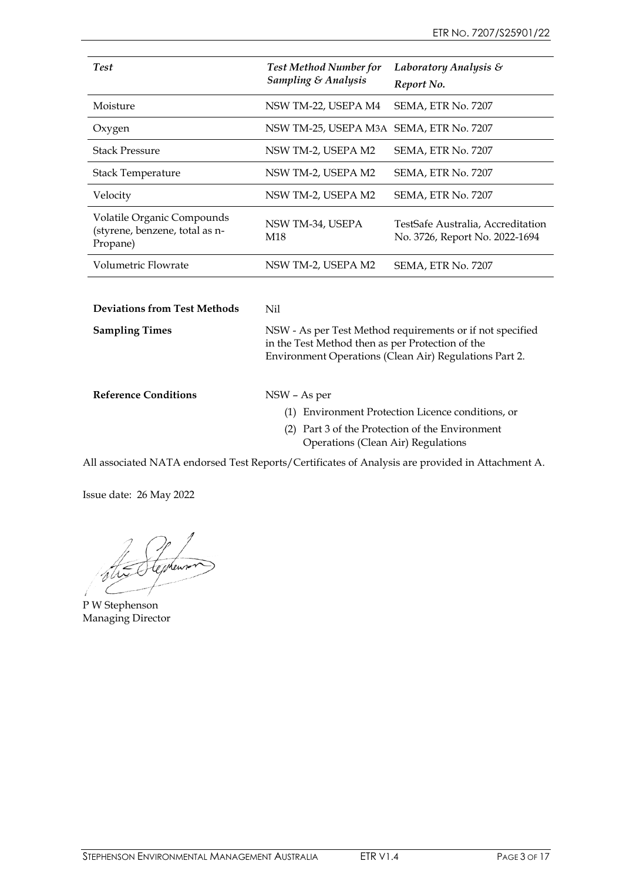| *Test* | *Test Method Number for Sampling & Analysis* | *Laboratory Analysis & Report No.* |
|---|---|---|
| Moisture | NSW TM-22, USEPA M4 | SEMA, ETR No. 7207 |
| Oxygen | NSW TM-25, USEPA M3A | SEMA, ETR No. 7207 |
| Stack Pressure | NSW TM-2, USEPA M2 | SEMA, ETR No. 7207 |
| Stack Temperature | NSW TM-2, USEPA M2 | SEMA, ETR No. 7207 |
| Velocity | NSW TM-2, USEPA M2 | SEMA, ETR No. 7207 |
| Volatile Organic Compounds (styrene, benzene, total as n-Propane) | NSW TM-34, USEPA M18 | TestSafe Australia, Accreditation No. 3726, Report No. 2022-1694 |
| Volumetric Flowrate | NSW TM-2, USEPA M2 | SEMA, ETR No. 7207 |

**Deviations from Test Methods** Nil

**Sampling Times** NSW - As per Test Method requirements or if not specified in the Test Method then as per Protection of the Environment Operations (Clean Air) Regulations Part 2.

**Reference Conditions** NSW – As per

(1) Environment Protection Licence conditions, or
(2) Part 3 of the Protection of the Environment Operations (Clean Air) Regulations

All associated NATA endorsed Test Reports/Certificates of Analysis are provided in Attachment A.

Issue date: 26 May 2022

P W Stephenson
Managing Director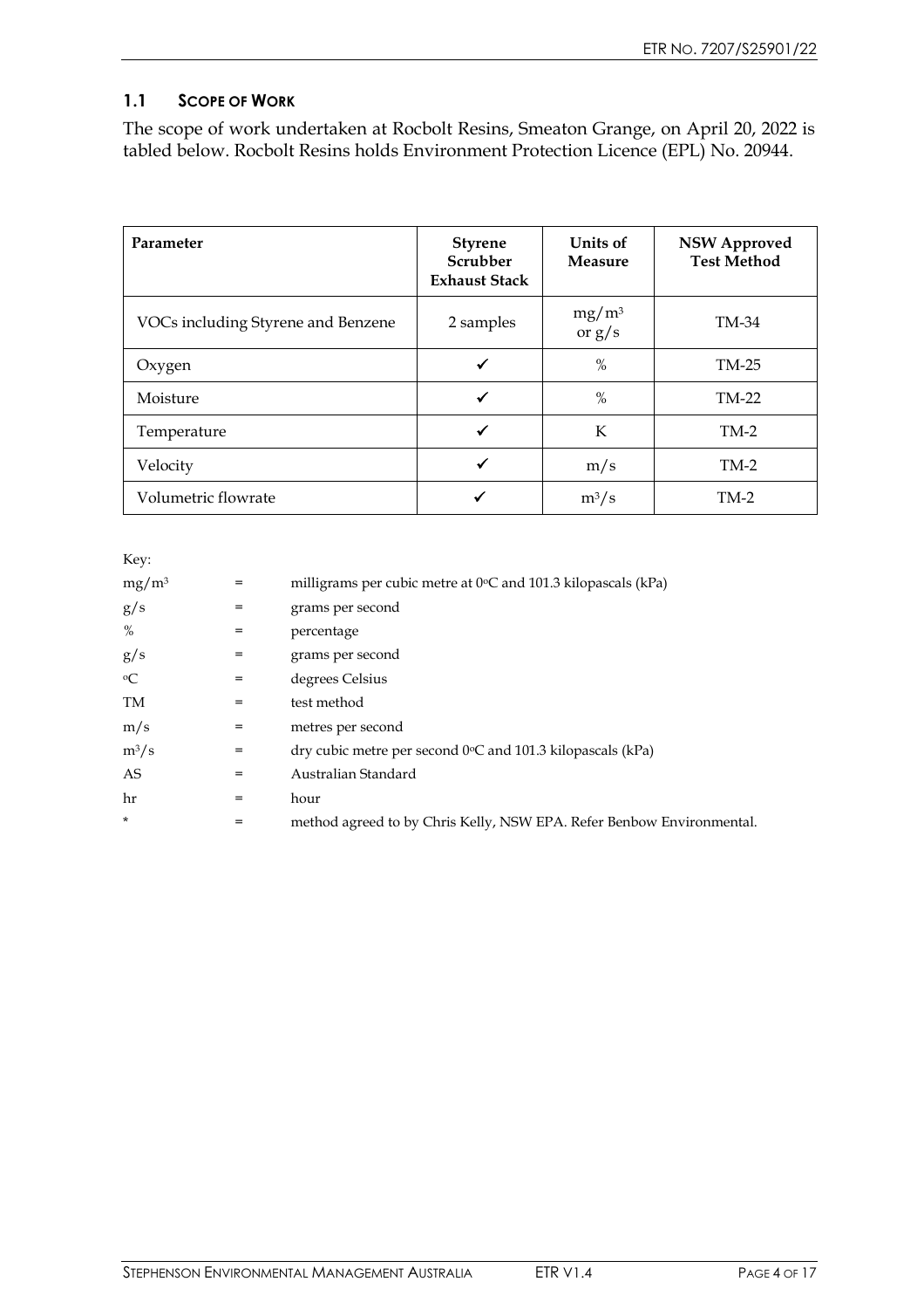### 1.1 SCOPE OF WORK

The scope of work undertaken at Rocbolt Resins, Smeaton Grange, on April 20, 2022 is tabled below. Rocbolt Resins holds Environment Protection Licence (EPL) No. 20944.

| Parameter | Styrene Scrubber Exhaust Stack | Units of Measure | NSW Approved Test Method |
|---|---|---|---|
| VOCs including Styrene and Benzene | 2 samples | $mg/m^3$ or $g/s$ | TM-34 |
| Oxygen | ✓ | % | TM-25 |
| Moisture | ✓ | % | TM-22 |
| Temperature | ✓ | K | TM-2 |
| Velocity | ✓ | m/s | TM-2 |
| Volumetric flowrate | ✓ | $m^3/s$ | TM-2 |

Key:

| | | |
|---|---|---|
| $mg/m^3$ | = | milligrams per cubic metre at 0°C and 101.3 kilopascals (kPa) |
| g/s | = | grams per second |
| % | = | percentage |
| g/s | = | grams per second |
| °C | = | degrees Celsius |
| TM | = | test method |
| m/s | = | metres per second |
| $m^3/s$ | = | dry cubic metre per second 0°C and 101.3 kilopascals (kPa) |
| AS | = | Australian Standard |
| hr | = | hour |
| * | = | method agreed to by Chris Kelly, NSW EPA. Refer Benbow Environmental. |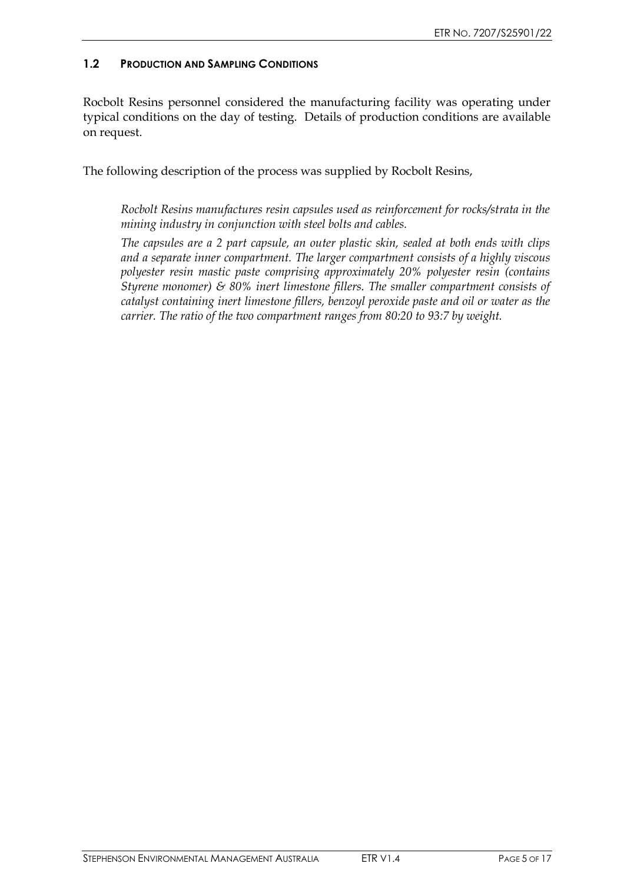### 1.2 PRODUCTION AND SAMPLING CONDITIONS

Rocbolt Resins personnel considered the manufacturing facility was operating under typical conditions on the day of testing. Details of production conditions are available on request.

The following description of the process was supplied by Rocbolt Resins,

> *Rocbolt Resins manufactures resin capsules used as reinforcement for rocks/strata in the mining industry in conjunction with steel bolts and cables.*
>
> *The capsules are a 2 part capsule, an outer plastic skin, sealed at both ends with clips and a separate inner compartment. The larger compartment consists of a highly viscous polyester resin mastic paste comprising approximately 20% polyester resin (contains Styrene monomer) & 80% inert limestone fillers. The smaller compartment consists of catalyst containing inert limestone fillers, benzoyl peroxide paste and oil or water as the carrier. The ratio of the two compartment ranges from 80:20 to 93:7 by weight.*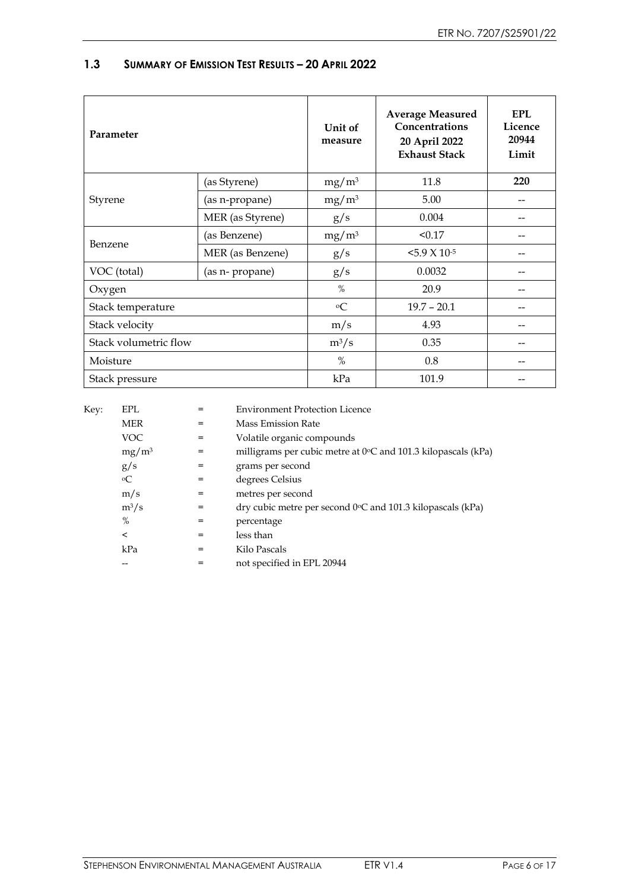### 1.3 SUMMARY OF EMISSION TEST RESULTS – 20 APRIL 2022

| Parameter | | Unit of measure | Average Measured Concentrations 20 April 2022 Exhaust Stack | EPL Licence 20944 Limit |
|---|---|---|---|---|
| Styrene | (as Styrene) | $mg/m^3$ | 11.8 | **220** |
| | (as n-propane) | $mg/m^3$ | 5.00 | -- |
| | MER (as Styrene) | g/s | 0.004 | -- |
| Benzene | (as Benzene) | $mg/m^3$ | <0.17 | -- |
| | MER (as Benzene) | g/s | $<5.9 \times 10^{-5}$ | -- |
| VOC (total) | (as n- propane) | g/s | 0.0032 | -- |
| Oxygen | | % | 20.9 | -- |
| Stack temperature | | °C | 19.7 – 20.1 | -- |
| Stack velocity | | m/s | 4.93 | -- |
| Stack volumetric flow | | $m^3/s$ | 0.35 | -- |
| Moisture | | % | 0.8 | -- |
| Stack pressure | | kPa | 101.9 | -- |

Key:

| | | |
|---|---|---|
| EPL | = | Environment Protection Licence |
| MER | = | Mass Emission Rate |
| VOC | = | Volatile organic compounds |
| $mg/m^3$ | = | milligrams per cubic metre at 0°C and 101.3 kilopascals (kPa) |
| g/s | = | grams per second |
| °C | = | degrees Celsius |
| m/s | = | metres per second |
| $m^3/s$ | = | dry cubic metre per second 0°C and 101.3 kilopascals (kPa) |
| % | = | percentage |
| < | = | less than |
| kPa | = | Kilo Pascals |
| -- | = | not specified in EPL 20944 |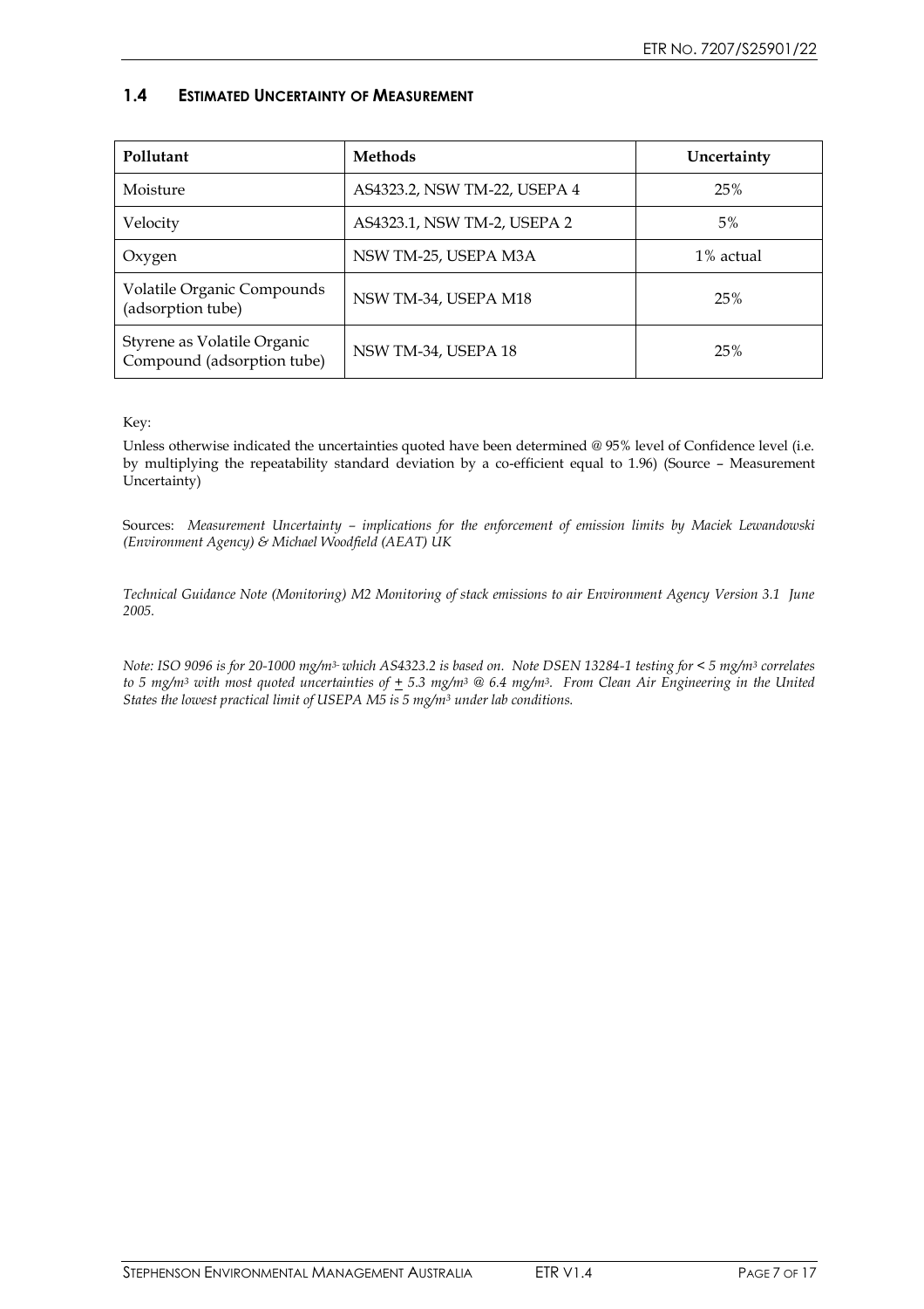### 1.4 ESTIMATED UNCERTAINTY OF MEASUREMENT

| Pollutant | Methods | Uncertainty |
|---|---|---|
| Moisture | AS4323.2, NSW TM-22, USEPA 4 | 25% |
| Velocity | AS4323.1, NSW TM-2, USEPA 2 | 5% |
| Oxygen | NSW TM-25, USEPA M3A | 1% actual |
| Volatile Organic Compounds (adsorption tube) | NSW TM-34, USEPA M18 | 25% |
| Styrene as Volatile Organic Compound (adsorption tube) | NSW TM-34, USEPA 18 | 25% |

Key:

Unless otherwise indicated the uncertainties quoted have been determined @ 95% level of Confidence level (i.e. by multiplying the repeatability standard deviation by a co-efficient equal to 1.96) (Source – Measurement Uncertainty)

Sources: *Measurement Uncertainty – implications for the enforcement of emission limits by Maciek Lewandowski (Environment Agency) & Michael Woodfield (AEAT) UK*

*Technical Guidance Note (Monitoring) M2 Monitoring of stack emissions to air Environment Agency Version 3.1 June 2005.*

*Note: ISO 9096 is for 20-1000 mg/m$^3$ which AS4323.2 is based on. Note DSEN 13284-1 testing for < 5 mg/m$^3$ correlates to 5 mg/m$^3$ with most quoted uncertainties of $\pm$ 5.3 mg/m$^3$ @ 6.4 mg/m$^3$. From Clean Air Engineering in the United States the lowest practical limit of USEPA M5 is 5 mg/m$^3$ under lab conditions.*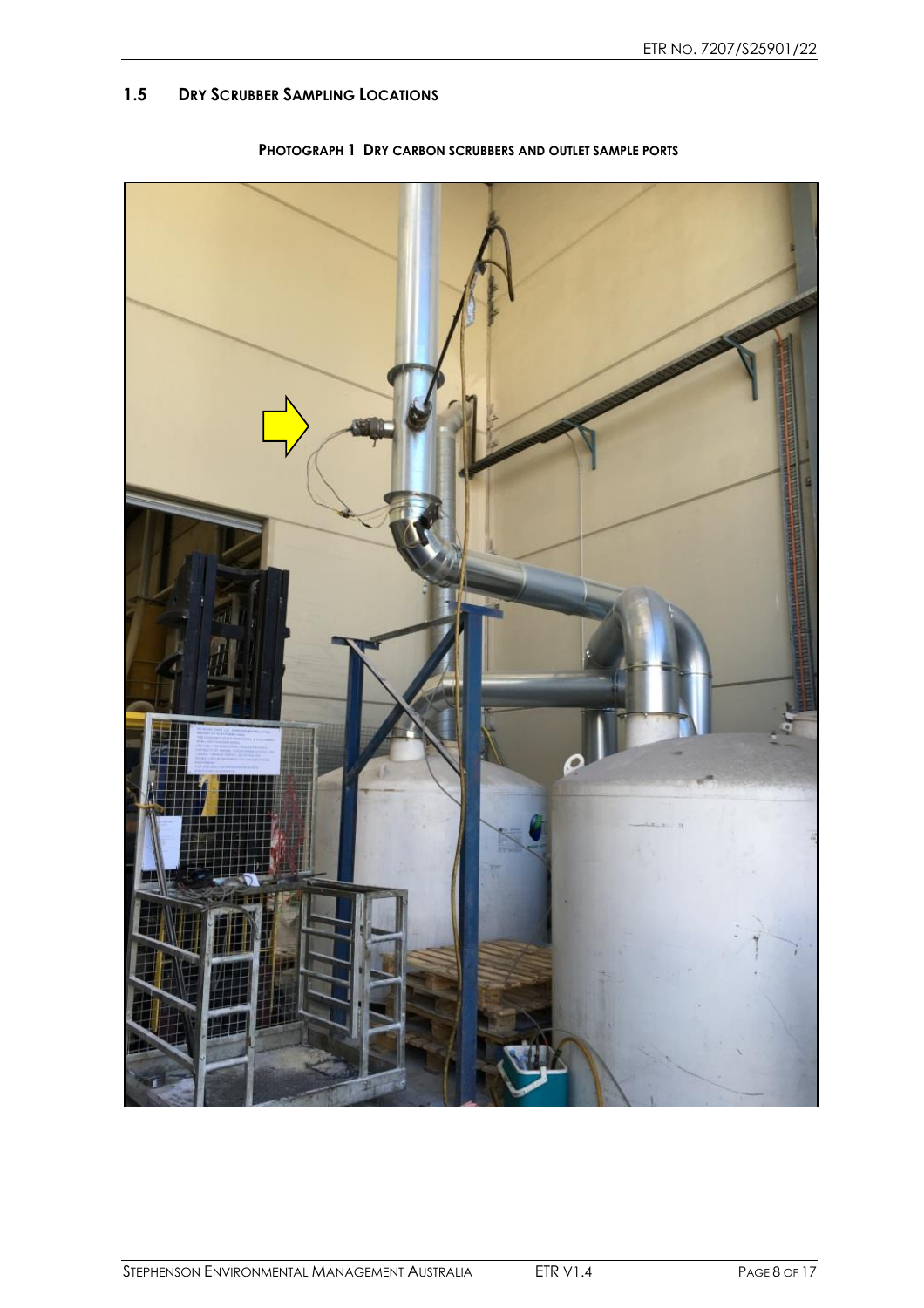## 1.5 Dry Scrubber Sampling Locations

**Photograph 1 Dry carbon scrubbers and outlet sample ports**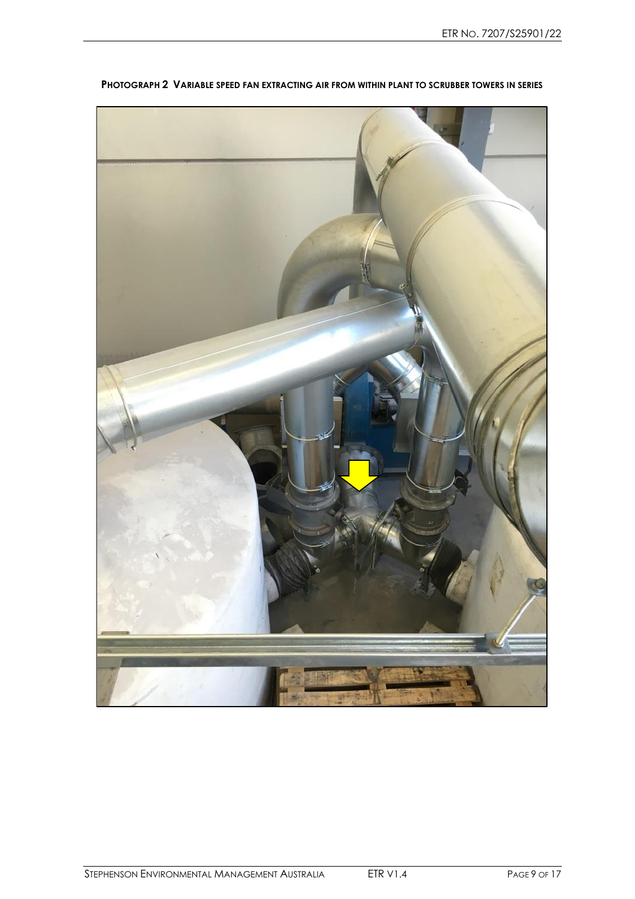**PHOTOGRAPH 2 VARIABLE SPEED FAN EXTRACTING AIR FROM WITHIN PLANT TO SCRUBBER TOWERS IN SERIES**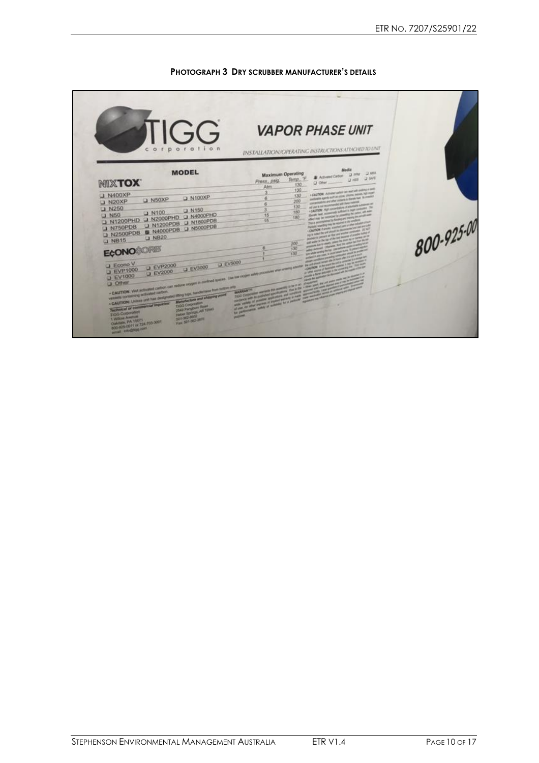**PHOTOGRAPH 3 DRY SCRUBBER MANUFACTURER'S DETAILS**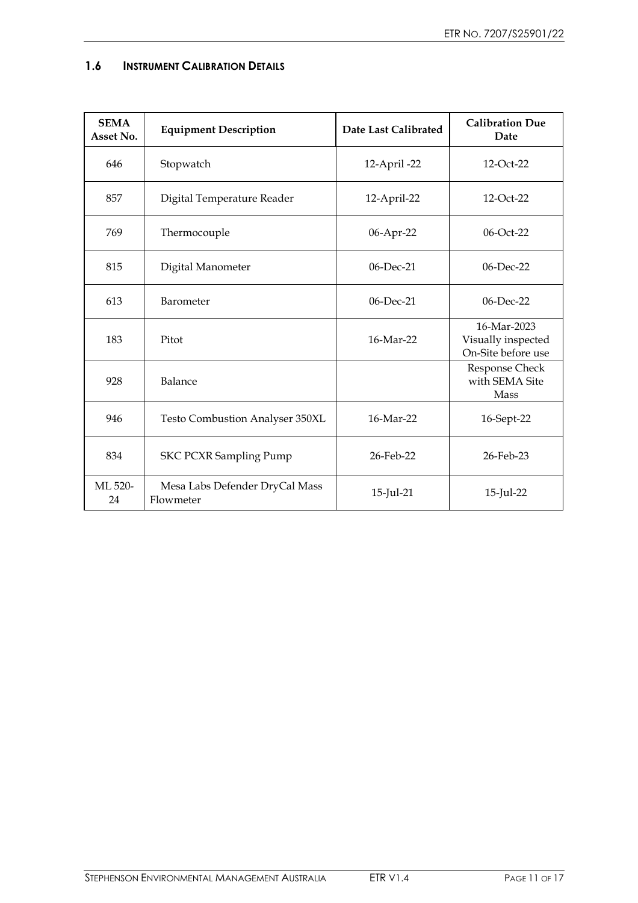### 1.6 INSTRUMENT CALIBRATION DETAILS

| SEMA Asset No. | Equipment Description | Date Last Calibrated | Calibration Due Date |
|---|---|---|---|
| 646 | Stopwatch | 12-April -22 | 12-Oct-22 |
| 857 | Digital Temperature Reader | 12-April-22 | 12-Oct-22 |
| 769 | Thermocouple | 06-Apr-22 | 06-Oct-22 |
| 815 | Digital Manometer | 06-Dec-21 | 06-Dec-22 |
| 613 | Barometer | 06-Dec-21 | 06-Dec-22 |
| 183 | Pitot | 16-Mar-22 | 16-Mar-2023 Visually inspected On-Site before use |
| 928 | Balance | | Response Check with SEMA Site Mass |
| 946 | Testo Combustion Analyser 350XL | 16-Mar-22 | 16-Sept-22 |
| 834 | SKC PCXR Sampling Pump | 26-Feb-22 | 26-Feb-23 |
| ML 520-24 | Mesa Labs Defender DryCal Mass Flowmeter | 15-Jul-21 | 15-Jul-22 |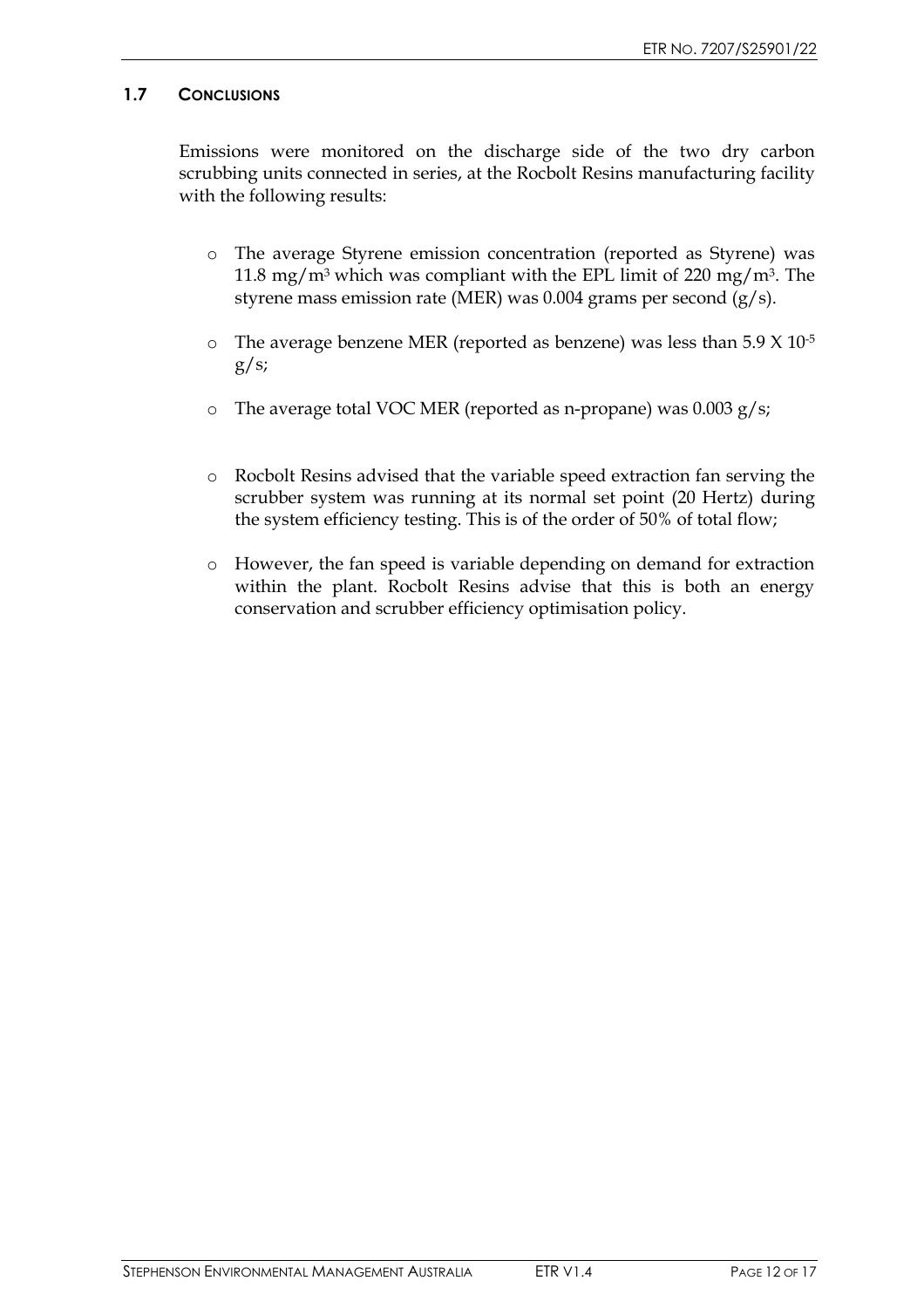### 1.7 CONCLUSIONS

Emissions were monitored on the discharge side of the two dry carbon scrubbing units connected in series, at the Rocbolt Resins manufacturing facility with the following results:

- The average Styrene emission concentration (reported as Styrene) was 11.8 $mg/m^3$ which was compliant with the EPL limit of 220 $mg/m^3$. The styrene mass emission rate (MER) was 0.004 grams per second (g/s).

- The average benzene MER (reported as benzene) was less than $5.9 \times 10^{-5}$ g/s;

- The average total VOC MER (reported as n-propane) was 0.003 g/s;

- Rocbolt Resins advised that the variable speed extraction fan serving the scrubber system was running at its normal set point (20 Hertz) during the system efficiency testing. This is of the order of 50% of total flow;

- However, the fan speed is variable depending on demand for extraction within the plant. Rocbolt Resins advise that this is both an energy conservation and scrubber efficiency optimisation policy.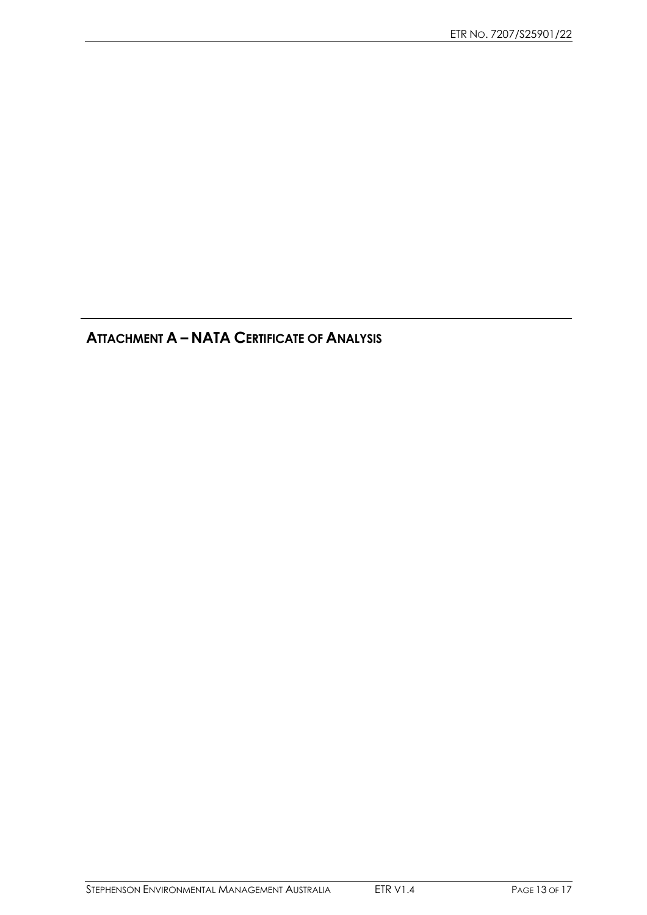## ATTACHMENT A – NATA CERTIFICATE OF ANALYSIS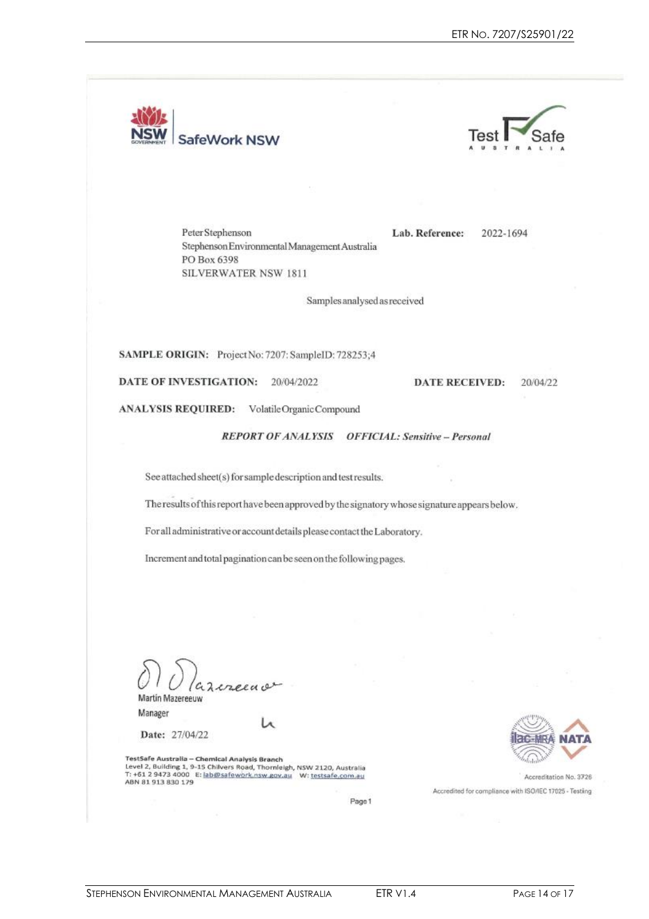SafeWork NSW

Test Safe AUSTRALIA

Peter Stephenson
Stephenson Environmental Management Australia
PO Box 6398
SILVERWATER NSW 1811

**Lab. Reference:** 2022-1694

Samples analysed as received

**SAMPLE ORIGIN:** Project No: 7207: SampleID: 728253;4

**DATE OF INVESTIGATION:** 20/04/2022

**DATE RECEIVED:** 20/04/22

**ANALYSIS REQUIRED:** Volatile Organic Compound

***REPORT OF ANALYSIS*** ***OFFICIAL: Sensitive – Personal***

See attached sheet(s) for sample description and test results.

The results of this report have been approved by the signatory whose signature appears below.

For all administrative or account details please contact the Laboratory.

Increment and total pagination can be seen on the following pages.

Martin Mazereeuw
Manager

**Date:** 27/04/22

**TestSafe Australia – Chemical Analysis Branch**
Level 2, Building 1, 9-15 Chilvers Road, Thornleigh, NSW 2120, Australia
T: +61 2 9473 4000 E: lab@safework.nsw.gov.au W: testsafe.com.au
ABN 81 913 830 179

ilac-MRA NATA
Accreditation No. 3726
Accredited for compliance with ISO/IEC 17025 - Testing

Page 1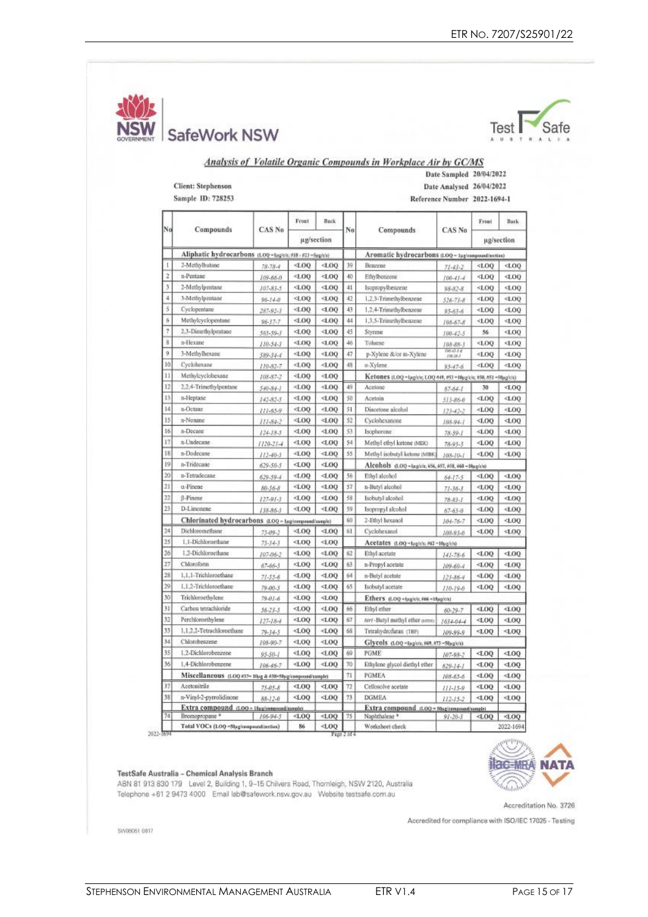SafeWork NSW — TestSafe Australia

## Analysis of Volatile Organic Compounds in Workplace Air by GC/MS

Client: Stephenson
Sample ID: 728253

Date Sampled 20/04/2022
Date Analysed 26/04/2022
Reference Number 2022-1694-1

| No | Compounds | CAS No | Front (µg/section) | Back (µg/section) | No | Compounds | CAS No | Front (µg/section) | Back (µg/section) |
|---|---|---|---|---|---|---|---|---|---|
| | **Aliphatic hydrocarbons** (LOQ =1µg/c/s; #18 - #23 =5µg/c/s) | | | | | **Aromatic hydrocarbons** (LOQ = 1µg/compound/section) | | | |
| 1 | 2-Methylbutane | 78-78-4 | <LOQ | <LOQ | 39 | Benzene | 71-43-2 | <LOQ | <LOQ |
| 2 | n-Pentane | 109-66-0 | <LOQ | <LOQ | 40 | Ethylbenzene | 100-41-4 | <LOQ | <LOQ |
| 3 | 2-Methylpentane | 107-83-5 | <LOQ | <LOQ | 41 | Isopropylbenzene | 98-82-8 | <LOQ | <LOQ |
| 4 | 3-Methylpentane | 96-14-0 | <LOQ | <LOQ | 42 | 1,2,3-Trimethylbenzene | 526-73-8 | <LOQ | <LOQ |
| 5 | Cyclopentane | 287-92-3 | <LOQ | <LOQ | 43 | 1,2,4-Trimethylbenzene | 95-63-6 | <LOQ | <LOQ |
| 6 | Methylcyclopentane | 96-37-7 | <LOQ | <LOQ | 44 | 1,3,5-Trimethylbenzene | 108-67-8 | <LOQ | <LOQ |
| 7 | 2,3-Dimethylpentane | 565-59-3 | <LOQ | <LOQ | 45 | Styrene | 100-42-5 | 56 | <LOQ |
| 8 | n-Hexane | 110-54-3 | <LOQ | <LOQ | 46 | Toluene | 108-88-3 | <LOQ | <LOQ |
| 9 | 3-Methylhexane | 589-34-4 | <LOQ | <LOQ | 47 | p-Xylene &/or m-Xylene | 106-42-3 / 108-38-3 | <LOQ | <LOQ |
| 10 | Cyclohexane | 110-82-7 | <LOQ | <LOQ | 48 | o-Xylene | 95-47-6 | <LOQ | <LOQ |
| 11 | Methylcyclohexane | 108-87-2 | <LOQ | <LOQ | | **Ketones** (LOQ =1µg/c/s; LOQ #49, #53 =10µg/c/s; #50, #51 =50µg/c/s) | | | |
| 12 | 2,2,4-Trimethylpentane | 540-84-1 | <LOQ | <LOQ | 49 | Acetone | 67-64-1 | 30 | <LOQ |
| 13 | n-Heptane | 142-82-5 | <LOQ | <LOQ | 50 | Acetoin | 513-86-0 | <LOQ | <LOQ |
| 14 | n-Octane | 111-65-9 | <LOQ | <LOQ | 51 | Diacetone alcohol | 123-42-2 | <LOQ | <LOQ |
| 15 | n-Nonane | 111-84-2 | <LOQ | <LOQ | 52 | Cyclohexanone | 108-94-1 | <LOQ | <LOQ |
| 16 | n-Decane | 124-18-5 | <LOQ | <LOQ | 53 | Isophorone | 78-59-1 | <LOQ | <LOQ |
| 17 | n-Undecane | 1120-21-4 | <LOQ | <LOQ | 54 | Methyl ethyl ketone (MEK) | 78-93-3 | <LOQ | <LOQ |
| 18 | n-Dodecane | 112-40-3 | <LOQ | <LOQ | 55 | Methyl isobutyl ketone (MIBK) | 108-10-1 | <LOQ | <LOQ |
| 19 | n-Tridecane | 629-50-5 | <LOQ | <LOQ | | **Alcohols** (LOQ =1µg/c/s; #56, #57, #58, #60 =10µg/c/s) | | | |
| 20 | n-Tetradecane | 629-59-4 | <LOQ | <LOQ | 56 | Ethyl alcohol | 64-17-5 | <LOQ | <LOQ |
| 21 | α-Pinene | 80-56-8 | <LOQ | <LOQ | 57 | n-Butyl alcohol | 71-36-3 | <LOQ | <LOQ |
| 22 | β-Pinene | 127-91-3 | <LOQ | <LOQ | 58 | Isobutyl alcohol | 78-83-1 | <LOQ | <LOQ |
| 23 | D-Limonene | 138-86-3 | <LOQ | <LOQ | 59 | Isopropyl alcohol | 67-63-0 | <LOQ | <LOQ |
| | **Chlorinated hydrocarbons** (LOQ = 1µg/compound/sample) | | | | 60 | 2-Ethyl hexanol | 104-76-7 | <LOQ | <LOQ |
| 24 | Dichloromethane | 75-09-2 | <LOQ | <LOQ | 61 | Cyclohexanol | 108-93-0 | <LOQ | <LOQ |
| 25 | 1,1-Dichloroethane | 75-34-3 | <LOQ | <LOQ | | **Acetates** (LOQ =1µg/c/s; #62 =10µg/c/s) | | | |
| 26 | 1,2-Dichloroethane | 107-06-2 | <LOQ | <LOQ | 62 | Ethyl acetate | 141-78-6 | <LOQ | <LOQ |
| 27 | Chloroform | 67-66-3 | <LOQ | <LOQ | 63 | n-Propyl acetate | 109-60-4 | <LOQ | <LOQ |
| 28 | 1,1,1-Trichloroethane | 71-55-6 | <LOQ | <LOQ | 64 | n-Butyl acetate | 123-86-4 | <LOQ | <LOQ |
| 29 | 1,1,2-Trichloroethane | 79-00-5 | <LOQ | <LOQ | 65 | Isobutyl acetate | 110-19-0 | <LOQ | <LOQ |
| 30 | Trichloroethylene | 79-01-6 | <LOQ | <LOQ | | **Ethers** (LOQ =1µg/c/s; #66 =10µg/c/s) | | | |
| 31 | Carbon tetrachloride | 56-23-5 | <LOQ | <LOQ | 66 | Ethyl ether | 60-29-7 | <LOQ | <LOQ |
| 32 | Perchloroethylene | 127-18-4 | <LOQ | <LOQ | 67 | *tert*-Butyl methyl ether (MTBE) | 1634-04-4 | <LOQ | <LOQ |
| 33 | 1,1,2,2-Tetrachloroethane | 79-34-5 | <LOQ | <LOQ | 68 | Tetrahydrofuran (THF) | 109-99-9 | <LOQ | <LOQ |
| 34 | Chlorobenzene | 108-90-7 | <LOQ | <LOQ | | **Glycols** (LOQ =1µg/c/s; #69, #73 =50µg/c/s) | | | |
| 35 | 1,2-Dichlorobenzene | 95-50-1 | <LOQ | <LOQ | 69 | PGME | 107-98-2 | <LOQ | <LOQ |
| 36 | 1,4-Dichlorobenzene | 106-46-7 | <LOQ | <LOQ | 70 | Ethylene glycol diethyl ether | 629-14-1 | <LOQ | <LOQ |
| | **Miscellaneous** (LOQ #37= 10µg & #38=50µg/compound/sample) | | | | 71 | PGMEA | 108-65-6 | <LOQ | <LOQ |
| 37 | Acetonitrile | 75-05-8 | <LOQ | <LOQ | 72 | Cellosolve acetate | 111-15-9 | <LOQ | <LOQ |
| 38 | n-Vinyl-2-pyrrolidinone | 88-12-0 | <LOQ | <LOQ | 73 | DGMEA | 112-15-2 | <LOQ | <LOQ |
| | **Extra compound** (LOQ = 1µg/compound/sample) | | | | | **Extra compound** (LOQ = 50µg/compound/sample) | | | |
| 74 | Bromopropane * | 106-94-5 | <LOQ | <LOQ | 75 | Naphthalene * | 91-20-3 | <LOQ | <LOQ |
| | Total VOCs (LOQ =50µg/compound/section) | | 86 | <LOQ | | Worksheet check | | | 2022-1694 |

2022-1694 Page 2 of 4

TestSafe Australia – Chemical Analysis Branch
ABN 81 913 830 179 Level 2, Building 1, 9–15 Chilvers Road, Thornleigh, NSW 2120, Australia
Telephone +61 2 9473 4000 Email lab@safework.nsw.gov.au Website testsafe.com.au

Accreditation No. 3726
Accredited for compliance with ISO/IEC 17025 - Testing

SW08061 0817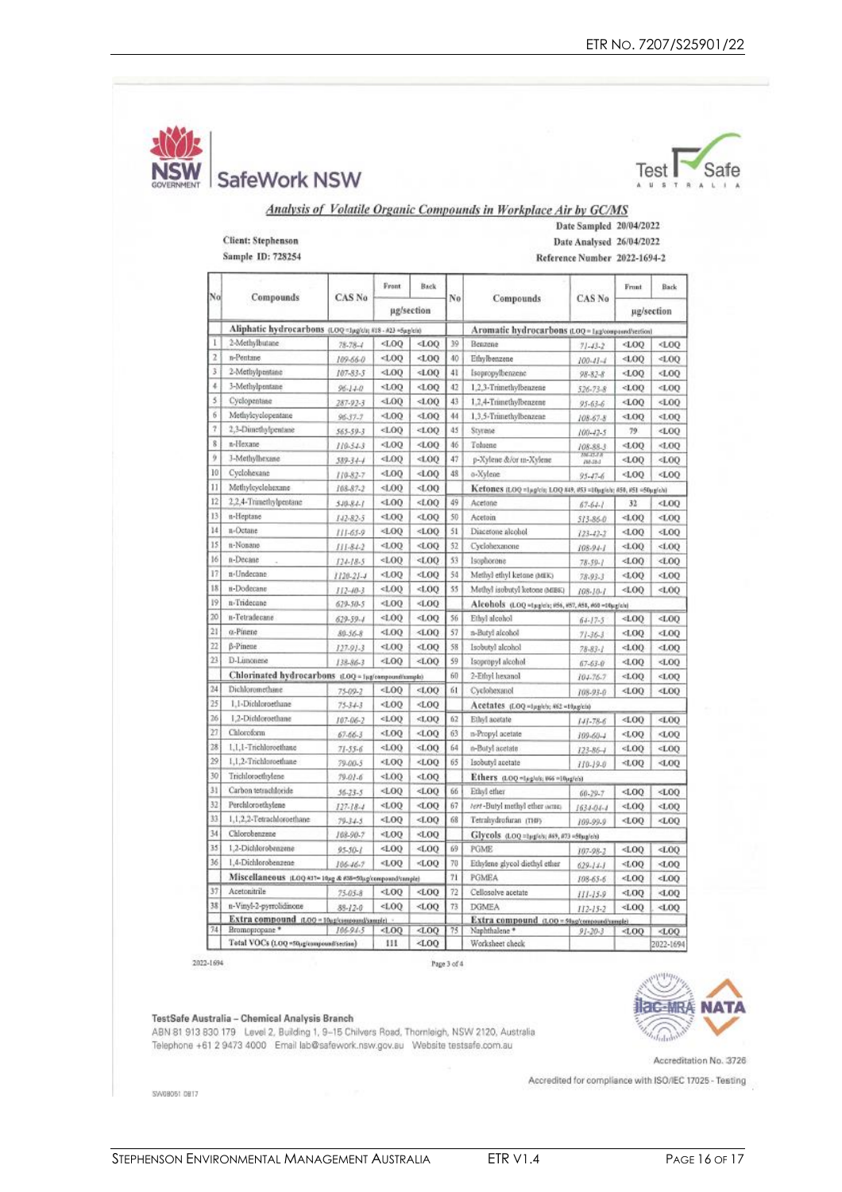NSW GOVERNMENT | SafeWork NSW

TestSafe AUSTRALIA

## *Analysis of Volatile Organic Compounds in Workplace Air by GC/MS*

Client: Stephenson
Sample ID: 728254

Date Sampled 20/04/2022
Date Analysed 26/04/2022
Reference Number 2022-1694-2

| No | Compounds | CAS No | Front | Back | No | Compounds | CAS No | Front | Back |
|---|---|---|---|---|---|---|---|---|---|
| | | | µg/section | | | | | µg/section | |
| | **Aliphatic hydrocarbons** (LOQ =1µg/c/s; #18 - #23 =5µg/c/s) | | | | | **Aromatic hydrocarbons** (LOQ = 1µg/compound/section) | | | |
| 1 | 2-Methylbutane | 78-78-4 | <LOQ | <LOQ | 39 | Benzene | 71-43-2 | <LOQ | <LOQ |
| 2 | n-Pentane | 109-66-0 | <LOQ | <LOQ | 40 | Ethylbenzene | 100-41-4 | <LOQ | <LOQ |
| 3 | 2-Methylpentane | 107-83-5 | <LOQ | <LOQ | 41 | Isopropylbenzene | 98-82-8 | <LOQ | <LOQ |
| 4 | 3-Methylpentane | 96-14-0 | <LOQ | <LOQ | 42 | 1,2,3-Trimethylbenzene | 526-73-8 | <LOQ | <LOQ |
| 5 | Cyclopentane | 287-92-3 | <LOQ | <LOQ | 43 | 1,2,4-Trimethylbenzene | 95-63-6 | <LOQ | <LOQ |
| 6 | Methylcyclopentane | 96-37-7 | <LOQ | <LOQ | 44 | 1,3,5-Trimethylbenzene | 108-67-8 | <LOQ | <LOQ |
| 7 | 2,3-Dimethylpentane | 565-59-3 | <LOQ | <LOQ | 45 | Styrene | 100-42-5 | 79 | <LOQ |
| 8 | n-Hexane | 110-54-3 | <LOQ | <LOQ | 46 | Toluene | 108-88-3 | <LOQ | <LOQ |
| 9 | 3-Methylhexane | 589-34-4 | <LOQ | <LOQ | 47 | p-Xylene &/or m-Xylene | 106-42-3 / 108-38-3 | <LOQ | <LOQ |
| 10 | Cyclohexane | 110-82-7 | <LOQ | <LOQ | 48 | o-Xylene | 95-47-6 | <LOQ | <LOQ |
| 11 | Methylcyclohexane | 108-87-2 | <LOQ | <LOQ | | **Ketones** (LOQ =1µg/c/s; LOQ #49, #53 =10µg/c/s; #50, #51 =50µg/c/s) | | | |
| 12 | 2,2,4-Trimethylpentane | 540-84-1 | <LOQ | <LOQ | 49 | Acetone | 67-64-1 | 32 | <LOQ |
| 13 | n-Heptane | 142-82-5 | <LOQ | <LOQ | 50 | Acetoin | 513-86-0 | <LOQ | <LOQ |
| 14 | n-Octane | 111-65-9 | <LOQ | <LOQ | 51 | Diacetone alcohol | 123-42-2 | <LOQ | <LOQ |
| 15 | n-Nonane | 111-84-2 | <LOQ | <LOQ | 52 | Cyclohexanone | 108-94-1 | <LOQ | <LOQ |
| 16 | n-Decane | 124-18-5 | <LOQ | <LOQ | 53 | Isophorone | 78-59-1 | <LOQ | <LOQ |
| 17 | n-Undecane | 1120-21-4 | <LOQ | <LOQ | 54 | Methyl ethyl ketone (MEK) | 78-93-3 | <LOQ | <LOQ |
| 18 | n-Dodecane | 112-40-3 | <LOQ | <LOQ | 55 | Methyl isobutyl ketone (MIBK) | 108-10-1 | <LOQ | <LOQ |
| 19 | n-Tridecane | 629-50-5 | <LOQ | <LOQ | | **Alcohols** (LOQ =1µg/c/s; #56, #57, #58, #60 =10µg/c/s) | | | |
| 20 | n-Tetradecane | 629-59-4 | <LOQ | <LOQ | 56 | Ethyl alcohol | 64-17-5 | <LOQ | <LOQ |
| 21 | α-Pinene | 80-56-8 | <LOQ | <LOQ | 57 | n-Butyl alcohol | 71-36-3 | <LOQ | <LOQ |
| 22 | β-Pinene | 127-91-3 | <LOQ | <LOQ | 58 | Isobutyl alcohol | 78-83-1 | <LOQ | <LOQ |
| 23 | D-Limonene | 138-86-3 | <LOQ | <LOQ | 59 | Isopropyl alcohol | 67-63-0 | <LOQ | <LOQ |
| | **Chlorinated hydrocarbons** (LOQ = 1µg/compound/sample) | | | | 60 | 2-Ethyl hexanol | 104-76-7 | <LOQ | <LOQ |
| 24 | Dichloromethane | 75-09-2 | <LOQ | <LOQ | 61 | Cyclohexanol | 108-93-0 | <LOQ | <LOQ |
| 25 | 1,1-Dichloroethane | 75-34-3 | <LOQ | <LOQ | | **Acetates** (LOQ =1µg/c/s; #62 =10µg/c/s) | | | |
| 26 | 1,2-Dichloroethane | 107-06-2 | <LOQ | <LOQ | 62 | Ethyl acetate | 141-78-6 | <LOQ | <LOQ |
| 27 | Chloroform | 67-66-3 | <LOQ | <LOQ | 63 | n-Propyl acetate | 109-60-4 | <LOQ | <LOQ |
| 28 | 1,1,1-Trichloroethane | 71-55-6 | <LOQ | <LOQ | 64 | n-Butyl acetate | 123-86-4 | <LOQ | <LOQ |
| 29 | 1,1,2-Trichloroethane | 79-00-5 | <LOQ | <LOQ | 65 | Isobutyl acetate | 110-19-0 | <LOQ | <LOQ |
| 30 | Trichloroethylene | 79-01-6 | <LOQ | <LOQ | | **Ethers** (LOQ =1µg/c/s; #66 =10µg/c/s) | | | |
| 31 | Carbon tetrachloride | 56-23-5 | <LOQ | <LOQ | 66 | Ethyl ether | 60-29-7 | <LOQ | <LOQ |
| 32 | Perchloroethylene | 127-18-4 | <LOQ | <LOQ | 67 | *tert*-Butyl methyl ether (MTBE) | 1634-04-4 | <LOQ | <LOQ |
| 33 | 1,1,2,2-Tetrachloroethane | 79-34-5 | <LOQ | <LOQ | 68 | Tetrahydrofuran (THF) | 109-99-9 | <LOQ | <LOQ |
| 34 | Chlorobenzene | 108-90-7 | <LOQ | <LOQ | | **Glycols** (LOQ =1µg/c/s; #69, #73 =5µg/c/s) | | | |
| 35 | 1,2-Dichlorobenzene | 95-50-1 | <LOQ | <LOQ | 69 | PGME | 107-98-2 | <LOQ | <LOQ |
| 36 | 1,4-Dichlorobenzene | 106-46-7 | <LOQ | <LOQ | 70 | Ethylene glycol diethyl ether | 629-14-1 | <LOQ | <LOQ |
| | **Miscellaneous** (LOQ #37= 10µg & #38=50µg/compound/sample) | | | | 71 | PGMEA | 108-65-6 | <LOQ | <LOQ |
| 37 | Acetonitrile | 75-05-8 | <LOQ | <LOQ | 72 | Cellosolve acetate | 111-15-9 | <LOQ | <LOQ |
| 38 | n-Vinyl-2-pyrrolidinone | 88-12-0 | <LOQ | <LOQ | 73 | DGMEA | 112-15-2 | <LOQ | <LOQ |
| | **Extra compound** (LOQ = 10µg/compound/sample) | | | | | **Extra compound** (LOQ = 50µg/compound/sample) | | | |
| 74 | Bromopropane * | 106-94-5 | <LOQ | <LOQ | 75 | Naphthalene * | 91-20-3 | <LOQ | <LOQ |
| | Total VOCs (LOQ =50µg/compound/section) | | 111 | <LOQ | | Worksheet check | | | 2022-1694 |

2022-1694

TestSafe Australia – Chemical Analysis Branch
ABN 81 913 830 179 Level 2, Building 1, 9–15 Chilvers Road, Thornleigh, NSW 2120, Australia
Telephone +61 2 9473 4000 Email lab@safework.nsw.gov.au Website testsafe.com.au

ilac-MRA NATA
Accreditation No. 3726
Accredited for compliance with ISO/IEC 17025 - Testing

SW08051 0817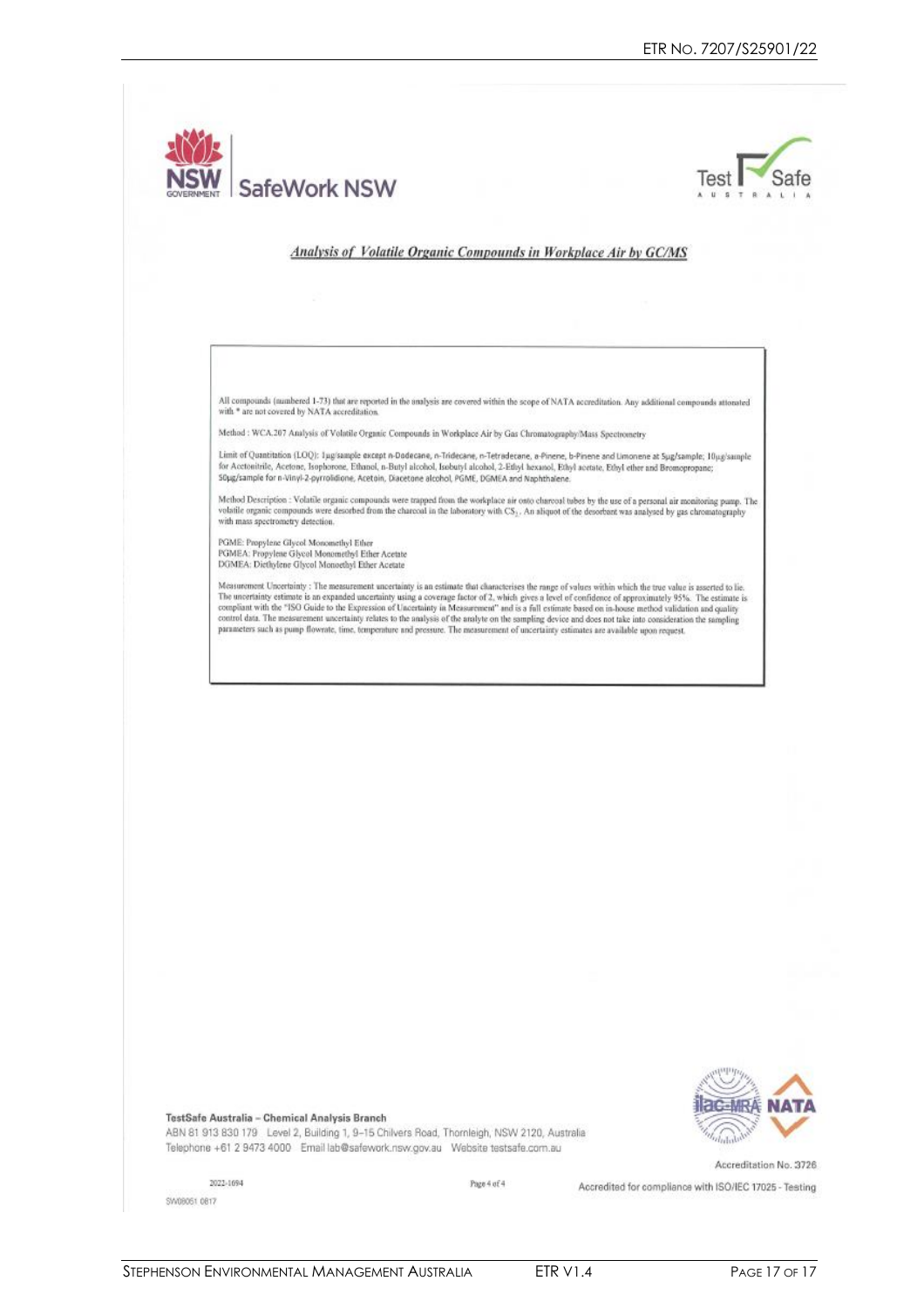SafeWork NSW

Test Safe Australia

## Analysis of Volatile Organic Compounds in Workplace Air by GC/MS

All compounds (numbered 1-73) that are reported in the analysis are covered within the scope of NATA accreditation. Any additional compounds attonated with * are not covered by NATA accreditation.

Method : WCA.207 Analysis of Volatile Organic Compounds in Workplace Air by Gas Chromatography/Mass Spectrometry

Limit of Quantitation (LOQ): 1μg/sample except n-Dodecane, n-Tridecane, n-Tetradecane, a-Pinene, b-Pinene and Limonene at 5μg/sample; 10μg/sample for Acetonitrile, Acetone, Isophorone, Ethanol, n-Butyl alcohol, Isobutyl alcohol, 2-Ethyl hexanol, Ethyl acetate, Ethyl ether and Bromopropane; 50μg/sample for n-Vinyl-2-pyrrolidione, Acetoin, Diacetone alcohol, PGME, DGMEA and Naphthalene.

Method Description : Volatile organic compounds were trapped from the workplace air onto charcoal tubes by the use of a personal air monitoring pump. The volatile organic compounds were desorbed from the charcoal in the laboratory with $CS_2$. An aliquot of the desorbant was analysed by gas chromatography with mass spectrometry detection.

PGME: Propylene Glycol Monomethyl Ether
PGMEA: Propylene Glycol Monomethyl Ether Acetate
DGMEA: Diethylene Glycol Monoethyl Ether Acetate

Measurement Uncertainty : The measurement uncertainty is an estimate that characterises the range of values within which the true value is asserted to lie. The uncertainty estimate is an expanded uncertainty using a coverage factor of 2, which gives a level of confidence of approximately 95%. The estimate is compliant with the "ISO Guide to the Expression of Uncertainty in Measurement" and is a full estimate based on in-house method validation and quality control data. The measurement uncertainty relates to the analysis of the analyte on the sampling device and does not take into consideration the sampling parameters such as pump flowrate, time, temperature and pressure. The measurement of uncertainty estimates are available upon request.

**TestSafe Australia – Chemical Analysis Branch**
ABN 81 913 830 179 Level 2, Building 1, 9–15 Chilvers Road, Thornleigh, NSW 2120, Australia
Telephone +61 2 9473 4000 Email lab@safework.nsw.gov.au Website testsafe.com.au

ilac-MRA NATA

Accreditation No. 3726

Accredited for compliance with ISO/IEC 17025 - Testing

2022-1694

SW08051 0817